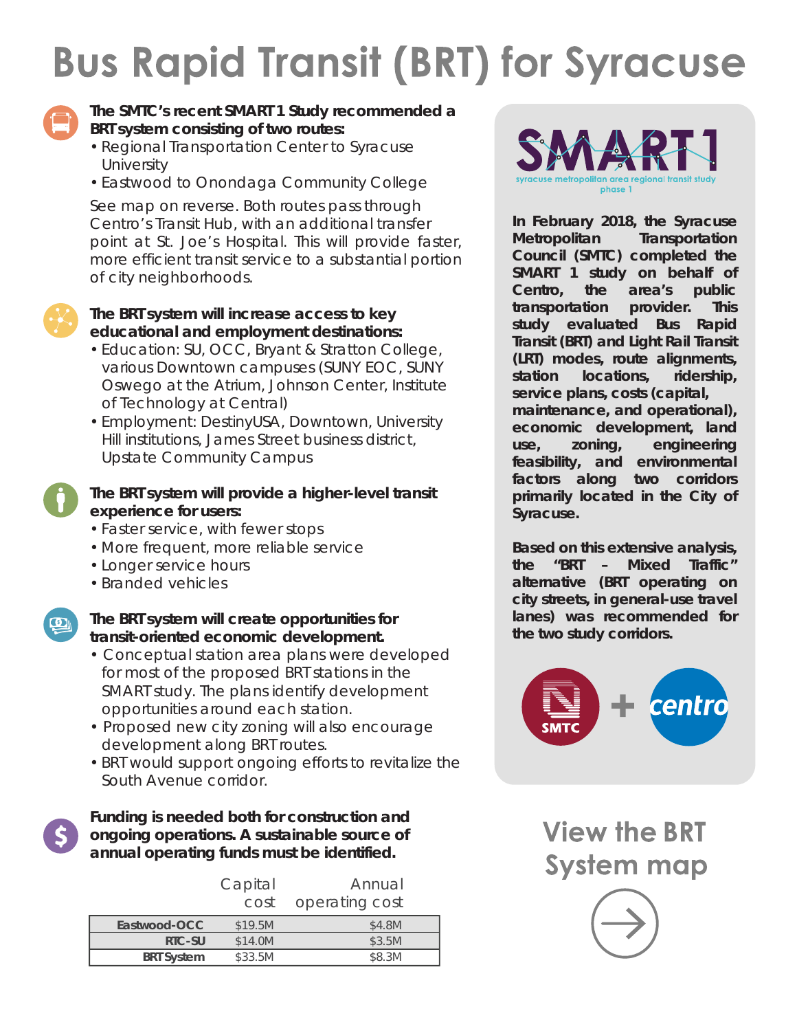# Bus Rapid Transit (BRT) for Syracuse

**The SMTC's recent SMART 1 Study recommended a BRT system consisting of two routes:**

- Regional Transportation Center to Syracuse University
- Eastwood to Onondaga Community College

See map on reverse. Both routes pass through Centro's Transit Hub, with an additional transfer point at St. Joe's Hospital. This will provide faster, more efficient transit service to a substantial portion of city neighborhoods.

**The BRT system will increase access to key educational and employment destinations:**

- Education: SU, OCC, Bryant & Stratton College, various Downtown campuses (SUNY EOC, SUNY Oswego at the Atrium, Johnson Center, Institute of Technology at Central)
- Employment: DestinyUSA, Downtown, University Hill institutions, James Street business district, Upstate Community Campus

**The BRT system will provide a higher-level transit experience for users:**

- Faster service, with fewer stops
- More frequent, more reliable service
- Longer service hours
- Branded vehicles

**The BRT system will create opportunities for transit-oriented economic development.**

- Conceptual station area plans were developed for most of the proposed BRT stations in the SMART study. The plans identify development opportunities around each station.
- Proposed new city zoning will also encourage development along BRT routes.
- BRT would support ongoing efforts to revitalize the South Avenue corridor.

**Funding is needed both for construction and ongoing operations. A sustainable source of annual operating funds must be identified.**

| | Capital cost | Annual operating cost |
|---|---|---|
| **Eastwood-OCC** | $19.5M | $4.8M |
| **RTC-SU** | $14.0M | $3.5M |
| **BRT System** | $33.5M | $8.3M |

**SMART 1**
syracuse metropolitan area regional transit study phase 1

**In February 2018, the Syracuse Metropolitan Transportation Council (SMTC) completed the SMART 1 study on behalf of Centro, the area's public transportation provider. This study evaluated Bus Rapid Transit (BRT) and Light Rail Transit (LRT) modes, route alignments, station locations, ridership, service plans, costs (capital, maintenance, and operational), economic development, land use, zoning, engineering feasibility, and environmental factors along two corridors primarily located in the City of Syracuse.**

**Based on this extensive analysis, the "BRT – Mixed Traffic" alternative (BRT operating on city streets, in general-use travel lanes) was recommended for the two study corridors.**

SMTC + centro

## View the BRT System map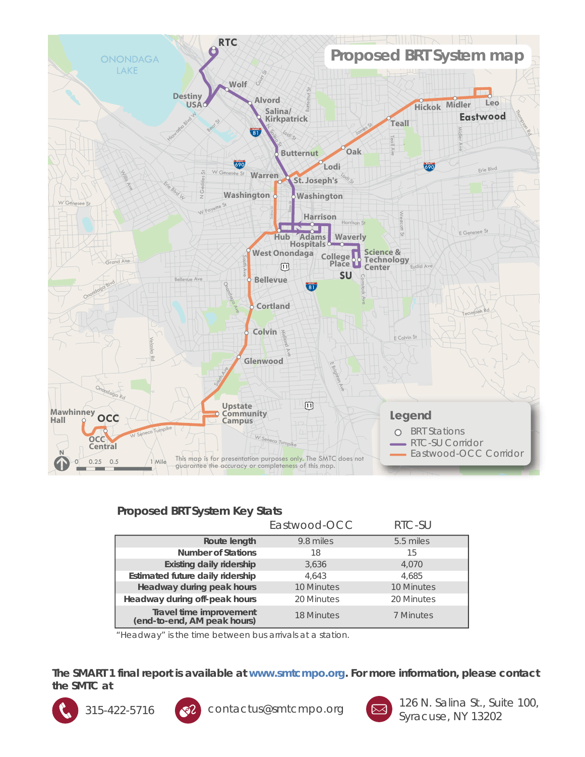## Proposed BRT System map

Legend

- BRT Stations
- RTC-SU Corridor
- Eastwood-OCC Corridor

This map is for presentation purposes only. The SMTC does not guarantee the accuracy or completeness of this map.

### Proposed BRT System Key Stats

| | Eastwood-OCC | RTC-SU |
|---|---|---|
| **Route length** | 9.8 miles | 5.5 miles |
| **Number of Stations** | 18 | 15 |
| **Existing daily ridership** | 3,636 | 4,070 |
| **Estimated future daily ridership** | 4,643 | 4,685 |
| **Headway during peak hours** | 10 Minutes | 10 Minutes |
| **Headway during off-peak hours** | 20 Minutes | 20 Minutes |
| **Travel time improvement (end-to-end, AM peak hours)** | 18 Minutes | 7 Minutes |

"Headway" is the time between bus arrivals at a station.

**The SMART 1 final report is available at www.smtcmpo.org. For more information, please contact the SMTC at**

315-422-5716

contactus@smtcmpo.org

126 N. Salina St., Suite 100, Syracuse, NY 13202